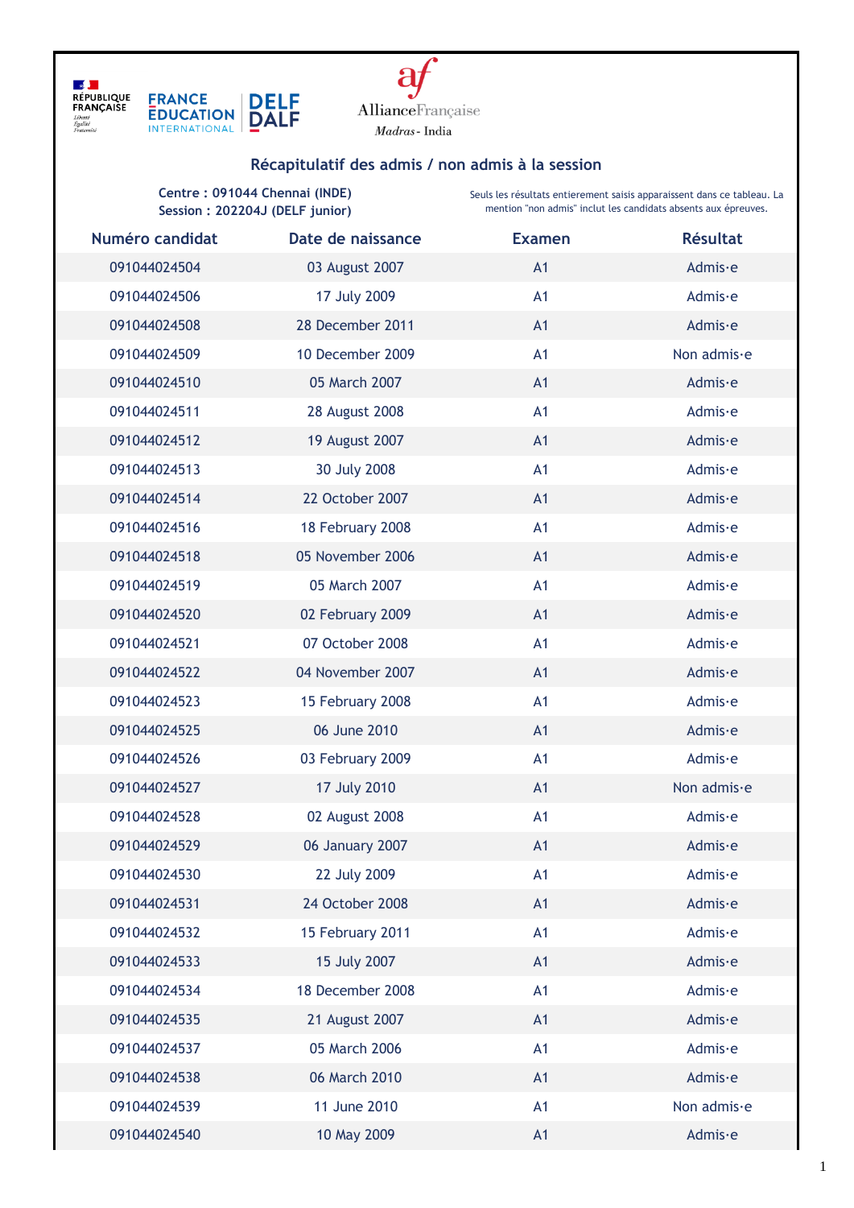RÉPUBLIQUE FRANÇAISE

FRANCE EDUCATION INTERNATIONAL | DELF DALF

Alliance Française Madras - India

## Récapitulatif des admis / non admis à la session

**Centre : 091044 Chennai (INDE)**
**Session : 202204J (DELF junior)**

Seuls les résultats entierement saisis apparaissent dans ce tableau. La mention "non admis" inclut les candidats absents aux épreuves.

| Numéro candidat | Date de naissance | Examen | Résultat |
|---|---|---|---|
| 091044024504 | 03 August 2007 | A1 | Admis·e |
| 091044024506 | 17 July 2009 | A1 | Admis·e |
| 091044024508 | 28 December 2011 | A1 | Admis·e |
| 091044024509 | 10 December 2009 | A1 | Non admis·e |
| 091044024510 | 05 March 2007 | A1 | Admis·e |
| 091044024511 | 28 August 2008 | A1 | Admis·e |
| 091044024512 | 19 August 2007 | A1 | Admis·e |
| 091044024513 | 30 July 2008 | A1 | Admis·e |
| 091044024514 | 22 October 2007 | A1 | Admis·e |
| 091044024516 | 18 February 2008 | A1 | Admis·e |
| 091044024518 | 05 November 2006 | A1 | Admis·e |
| 091044024519 | 05 March 2007 | A1 | Admis·e |
| 091044024520 | 02 February 2009 | A1 | Admis·e |
| 091044024521 | 07 October 2008 | A1 | Admis·e |
| 091044024522 | 04 November 2007 | A1 | Admis·e |
| 091044024523 | 15 February 2008 | A1 | Admis·e |
| 091044024525 | 06 June 2010 | A1 | Admis·e |
| 091044024526 | 03 February 2009 | A1 | Admis·e |
| 091044024527 | 17 July 2010 | A1 | Non admis·e |
| 091044024528 | 02 August 2008 | A1 | Admis·e |
| 091044024529 | 06 January 2007 | A1 | Admis·e |
| 091044024530 | 22 July 2009 | A1 | Admis·e |
| 091044024531 | 24 October 2008 | A1 | Admis·e |
| 091044024532 | 15 February 2011 | A1 | Admis·e |
| 091044024533 | 15 July 2007 | A1 | Admis·e |
| 091044024534 | 18 December 2008 | A1 | Admis·e |
| 091044024535 | 21 August 2007 | A1 | Admis·e |
| 091044024537 | 05 March 2006 | A1 | Admis·e |
| 091044024538 | 06 March 2010 | A1 | Admis·e |
| 091044024539 | 11 June 2010 | A1 | Non admis·e |
| 091044024540 | 10 May 2009 | A1 | Admis·e |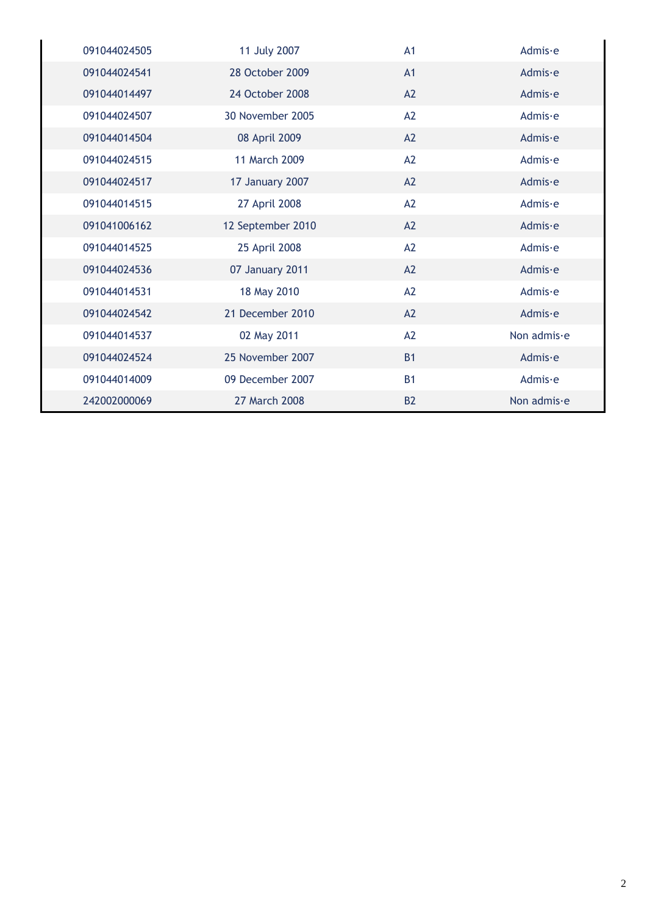| | | | |
|---|---|---|---|
| 091044024505 | 11 July 2007 | A1 | Admis·e |
| 091044024541 | 28 October 2009 | A1 | Admis·e |
| 091044014497 | 24 October 2008 | A2 | Admis·e |
| 091044024507 | 30 November 2005 | A2 | Admis·e |
| 091044014504 | 08 April 2009 | A2 | Admis·e |
| 091044024515 | 11 March 2009 | A2 | Admis·e |
| 091044024517 | 17 January 2007 | A2 | Admis·e |
| 091044014515 | 27 April 2008 | A2 | Admis·e |
| 091041006162 | 12 September 2010 | A2 | Admis·e |
| 091044014525 | 25 April 2008 | A2 | Admis·e |
| 091044024536 | 07 January 2011 | A2 | Admis·e |
| 091044014531 | 18 May 2010 | A2 | Admis·e |
| 091044024542 | 21 December 2010 | A2 | Admis·e |
| 091044014537 | 02 May 2011 | A2 | Non admis·e |
| 091044024524 | 25 November 2007 | B1 | Admis·e |
| 091044014009 | 09 December 2007 | B1 | Admis·e |
| 242002000069 | 27 March 2008 | B2 | Non admis·e |